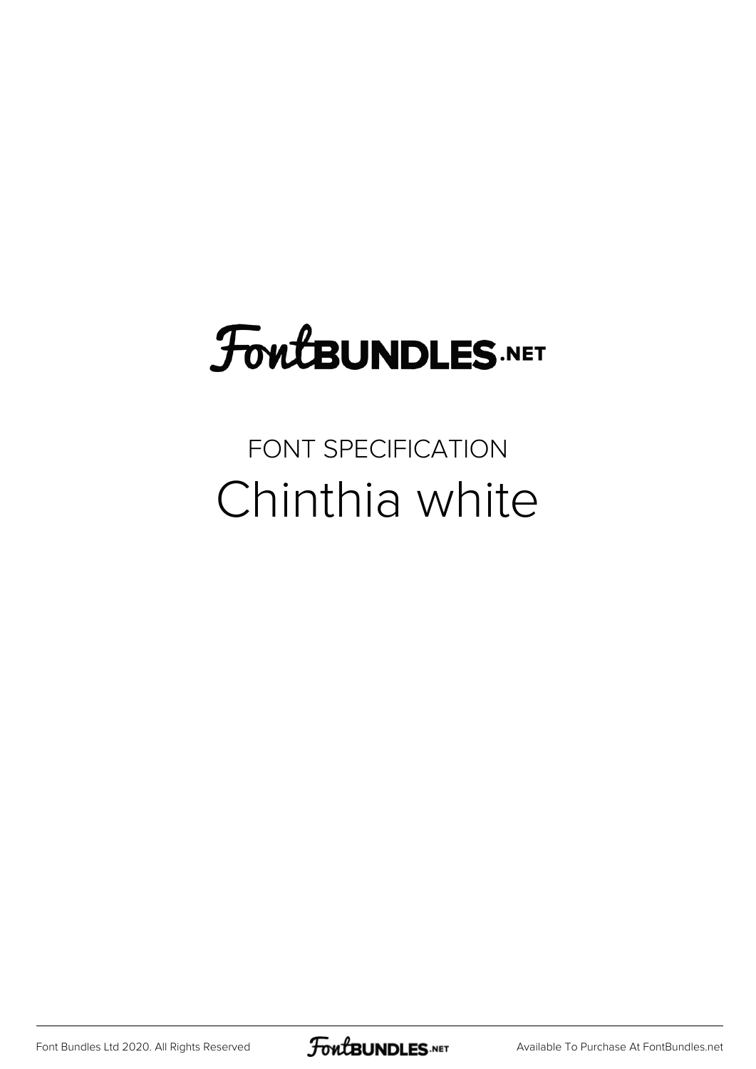# FontBUNDLES.NET

## FONT SPECIFICATION

# Chinthia white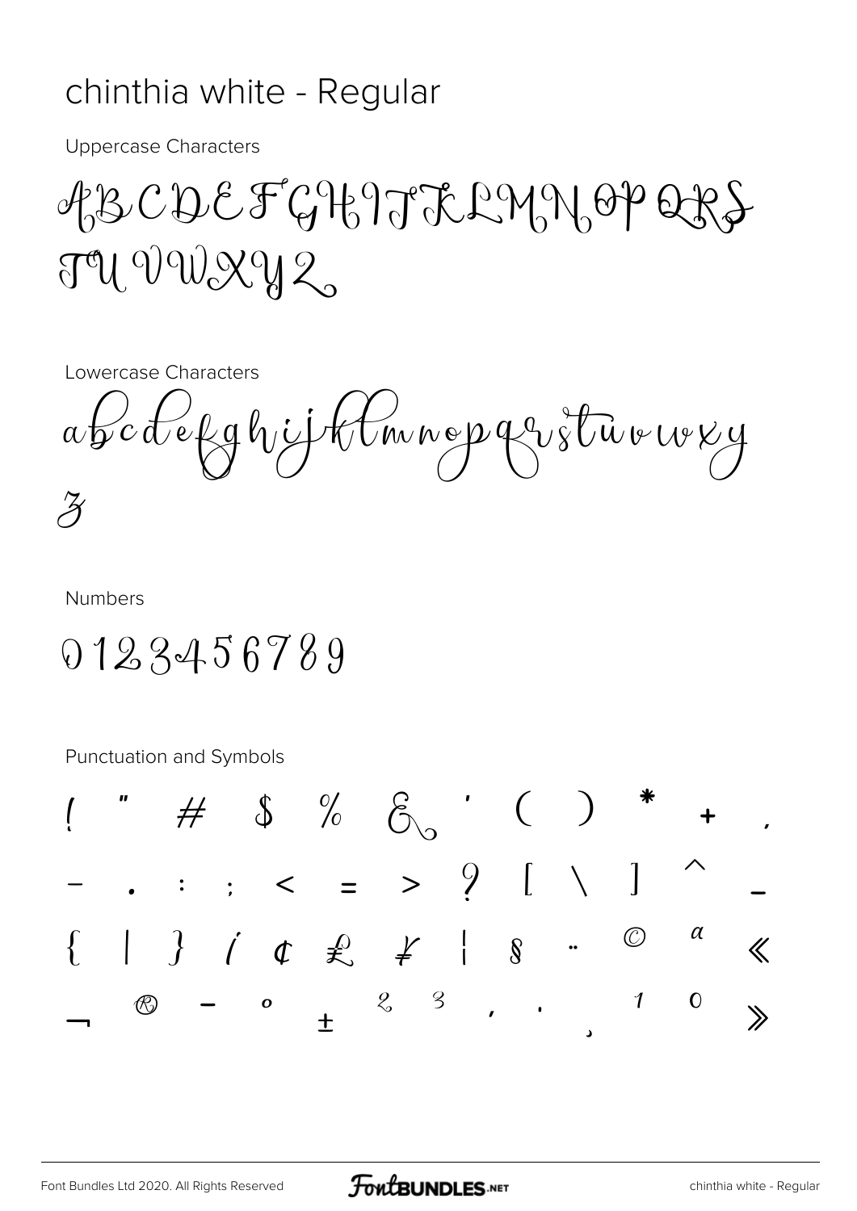# chinthia white - Regular

Uppercase Characters

A B C D E F G H I J K L M N O P Q R S T U V W X Y Z

Lowercase Characters

a b c d e f g h i j k l m n o p q r s t u v w x y z

Numbers

0 1 2 3 4 5 6 7 8 9

Punctuation and Symbols

! " # $ % & ' ( ) * + ,

- . : ; < = > ? [ \ ] ^ _

{ | } ¡ ¢ £ ¥ ¦ § ¨ © ª «

¬ ® ¯ ° ± ² ³ ´ · ¸ ¹ º »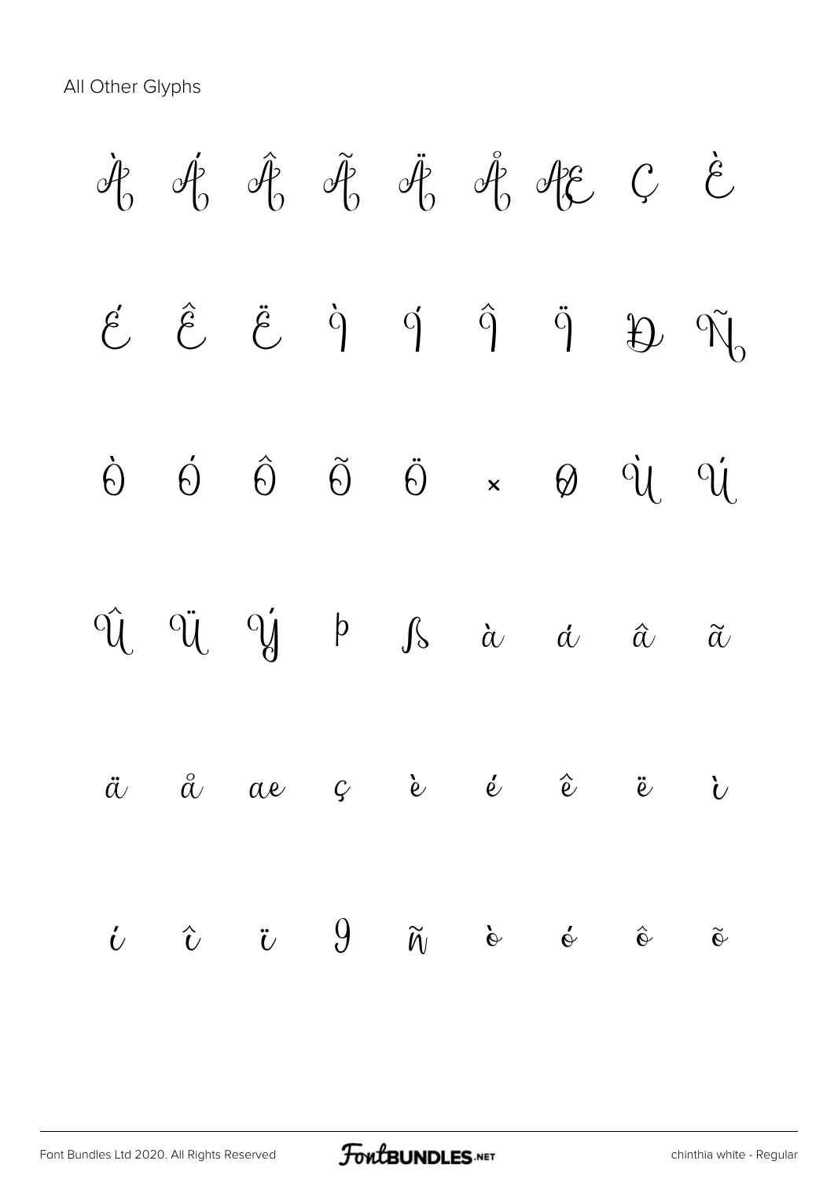All Other Glyphs

À Á Â Ã Ä Å Æ Ç È

É Ê Ë Ì Í Î Ï Ð Ñ

Ò Ó Ô Õ Ö × Ø Ù Ú

Û Ü Ý Þ ß à á â ã

ä å æ ç è é ê ë ì

í î ï ð ñ ò ó ô õ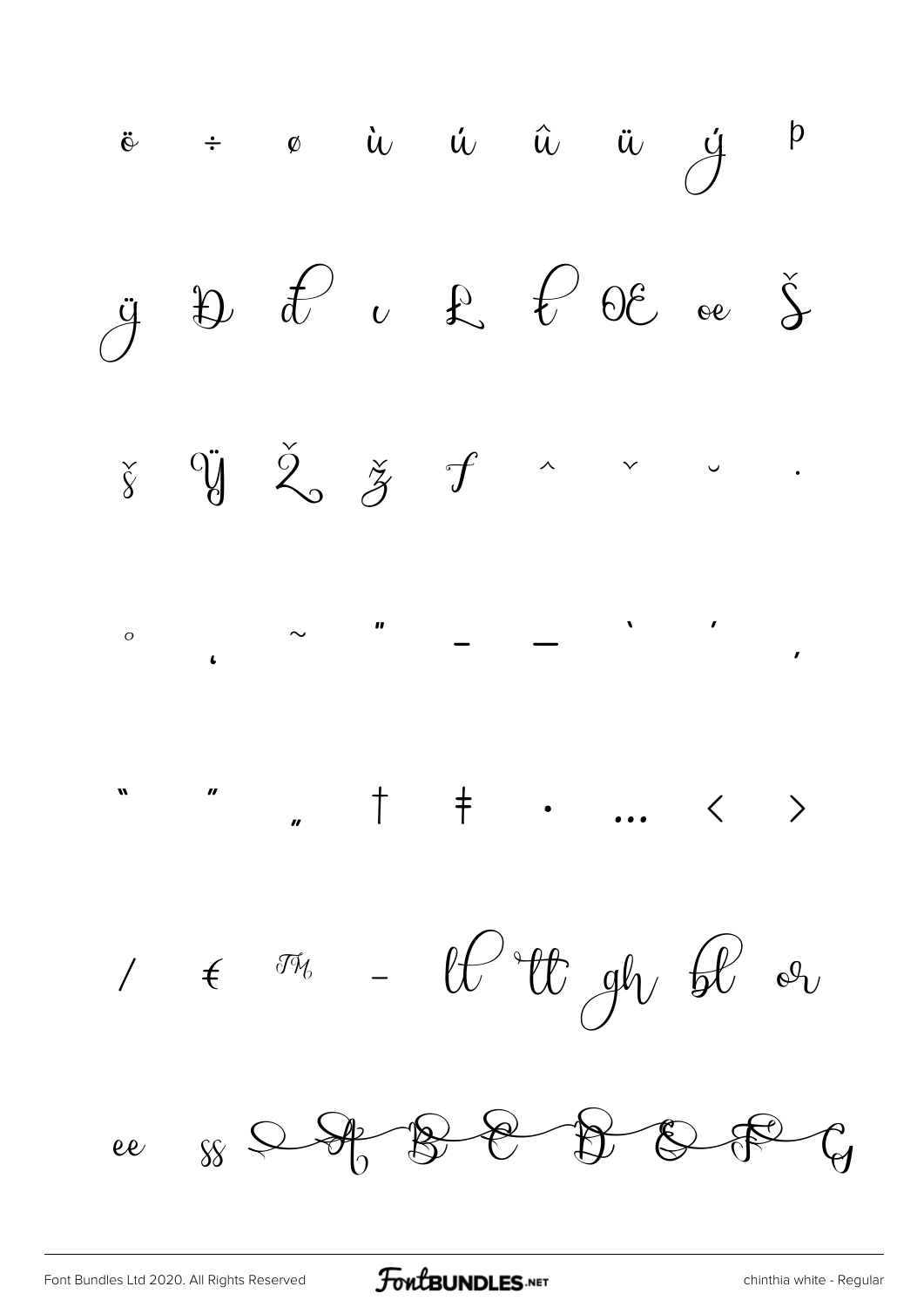ö ÷ ø ù ú û ü ý þ

ÿ Đ đ ı Ł ł Œ œ Š

š Ÿ Ž ž ƒ ˆ ˇ ˘ ˙

˚ ˛ ˜ ˝ – — ‘ ’ ‚

“ ” „ † ‡ • … ‹ ›

⁄ € ™ − ll tt gh bl or

ee ss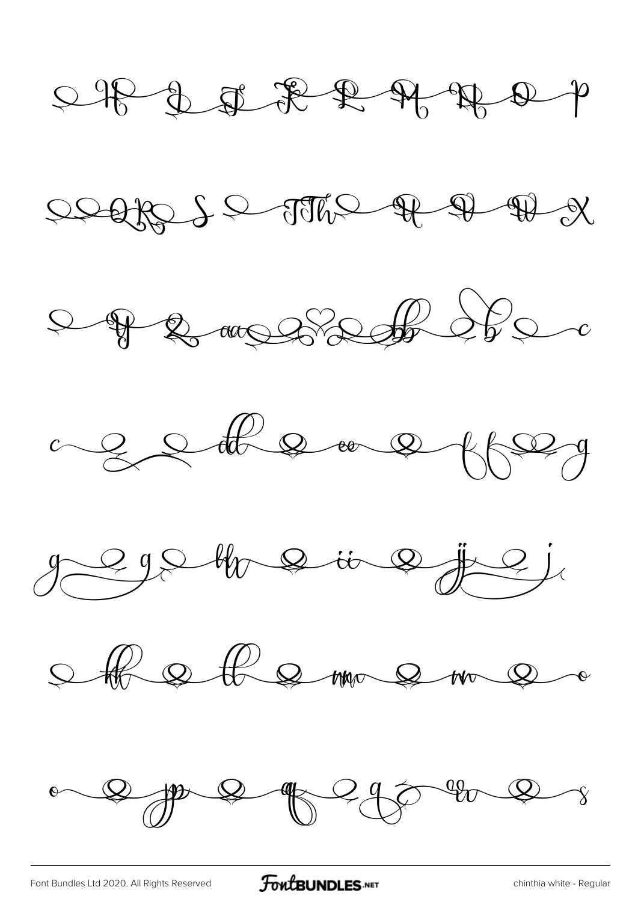H I J K L M N O P

Q R S T Th U V W X

Y Z aa b b c

c d e e f g

g g h i j j

k l m n o

o p q q r s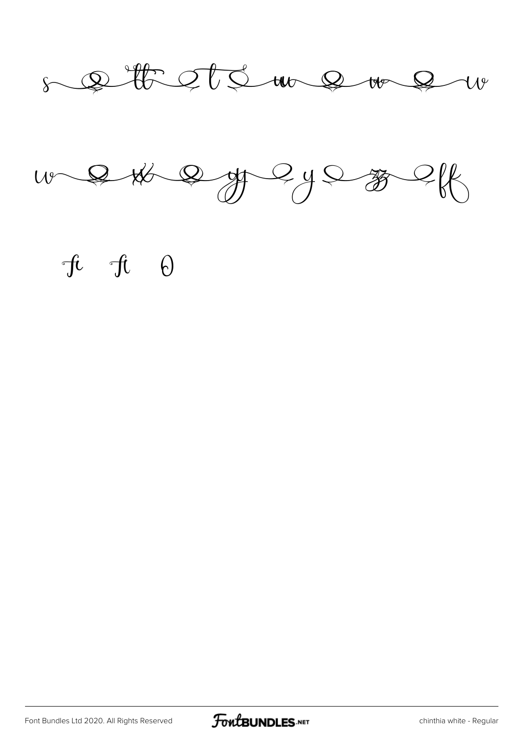s tt t u v w

w x y y z ff

fi fi θ